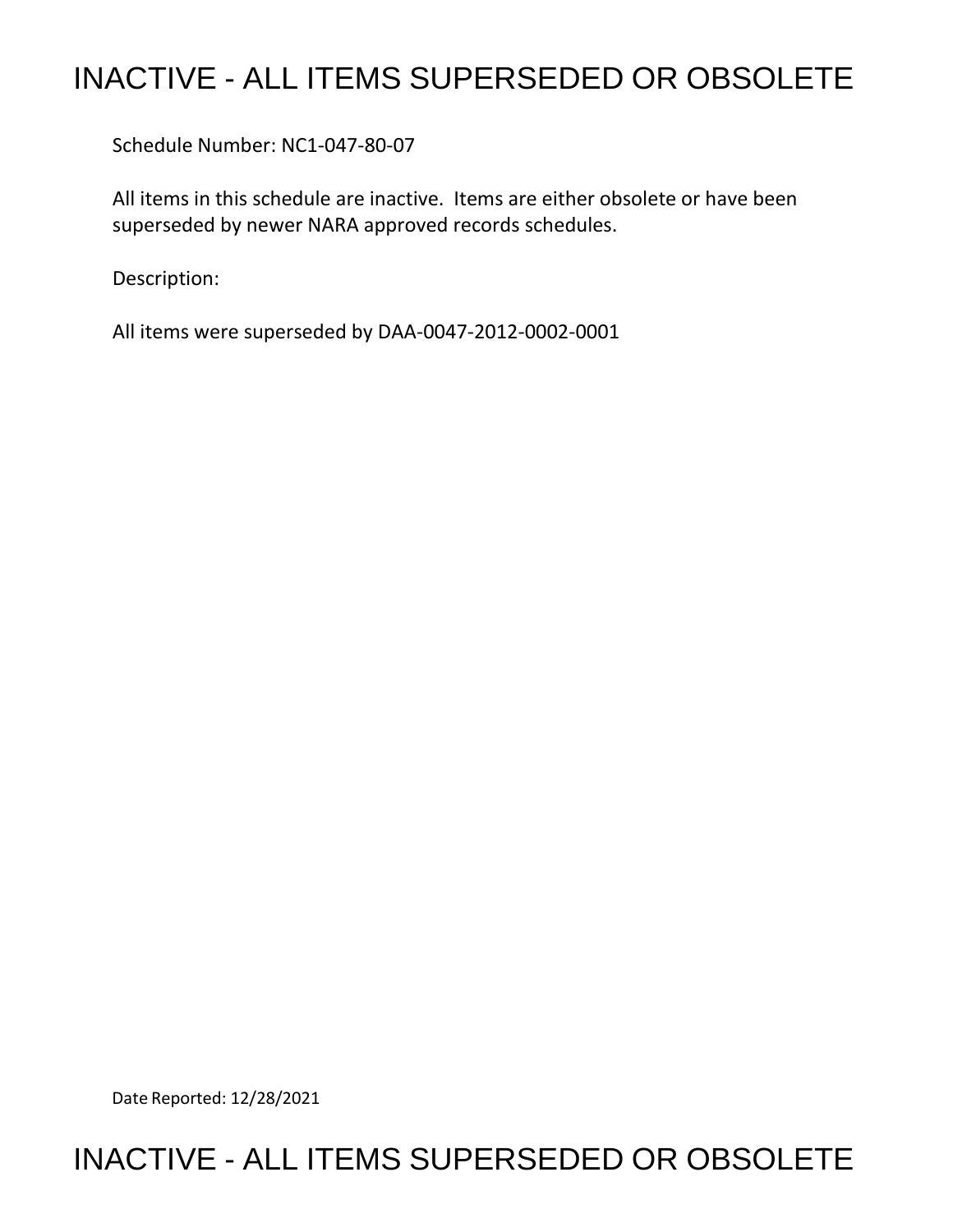# INACTIVE - ALL ITEMS SUPERSEDED OR OBSOLETE

Schedule Number: NC1-047-80-07

All items in this schedule are inactive. Items are either obsolete or have been superseded by newer NARA approved records schedules.

Description:

All items were superseded by DAA-0047-2012-0002-0001

Date Reported: 12/28/2021

# INACTIVE - ALL ITEMS SUPERSEDED OR OBSOLETE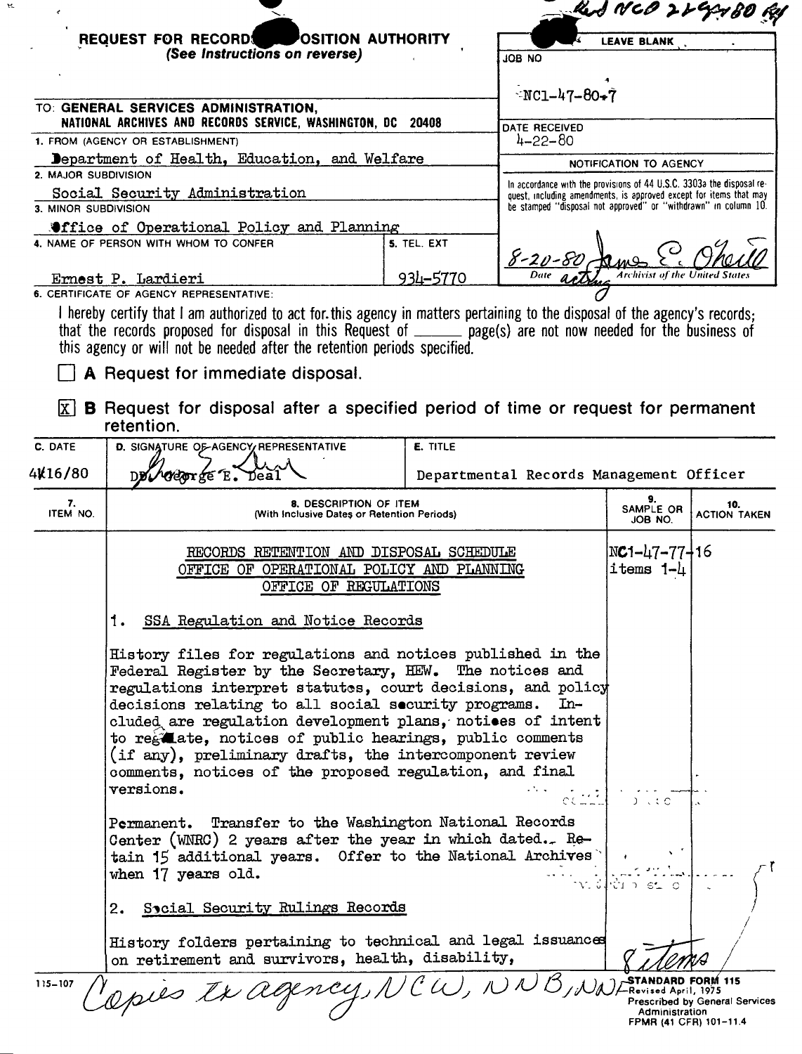Rec'd NCD 2 Apr 80

**REQUEST FOR RECORDS DISPOSITION AUTHORITY**
*(See Instructions on reverse)*

| LEAVE BLANK |
|---|
| JOB NO NC1-47-80-7 |
| DATE RECEIVED 4-22-80 |
| NOTIFICATION TO AGENCY |
| In accordance with the provisions of 44 U.S.C. 3303a the disposal request, including amendments, is approved except for items that may be stamped "disposal not approved" or "withdrawn" in column 10. |
| 8-20-80 James E. O'Neill, Date, acting Archivist of the United States |

TO: **GENERAL SERVICES ADMINISTRATION, NATIONAL ARCHIVES AND RECORDS SERVICE, WASHINGTON, DC 20408**

1. FROM (AGENCY OR ESTABLISHMENT)
Department of Health, Education, and Welfare

2. MAJOR SUBDIVISION
Social Security Administration

3. MINOR SUBDIVISION
Office of Operational Policy and Planning

4. NAME OF PERSON WITH WHOM TO CONFER
Ernest P. Lardieri

5. TEL. EXT
934-5770

6. CERTIFICATE OF AGENCY REPRESENTATIVE:

I hereby certify that I am authorized to act for this agency in matters pertaining to the disposal of the agency's records; that the records proposed for disposal in this Request of ______ page(s) are not now needed for the business of this agency or will not be needed after the retention periods specified.

☐ **A** Request for immediate disposal.

☒ **B** Request for disposal after a specified period of time or request for permanent retention.

| C. DATE | D. SIGNATURE OF AGENCY REPRESENTATIVE | E. TITLE |
|---|---|---|
| 4/16/80 | Dr. George E. Deal | Departmental Records Management Officer |

| 7. ITEM NO. | 8. DESCRIPTION OF ITEM (With Inclusive Dates or Retention Periods) | 9. SAMPLE OR JOB NO. | 10. ACTION TAKEN |
|---|---|---|---|
| | RECORDS RETENTION AND DISPOSAL SCHEDULE<br>OFFICE OF OPERATIONAL POLICY AND PLANNING<br>OFFICE OF REGULATIONS | NC1-47-77-16 items 1-4 | |
| | 1. SSA Regulation and Notice Records<br><br>History files for regulations and notices published in the Federal Register by the Secretary, HEW. The notices and regulations interpret statutes, court decisions, and policy decisions relating to all social security programs. Included are regulation development plans, notices of intent to regulate, notices of public hearings, public comments (if any), preliminary drafts, the intercomponent review comments, notices of the proposed regulation, and final versions.<br><br>Permanent. Transfer to the Washington National Records Center (WNRC) 2 years after the year in which dated. Retain 15 additional years. Offer to the National Archives when 17 years old. | | |
| | 2. Social Security Rulings Records<br><br>History folders pertaining to technical and legal issuances on retirement and survivors, health, disability, | 8 items | |

115-107

Copies to agency, NCW, NNB, NNF

STANDARD FORM 115
Revised April, 1975
Prescribed by General Services Administration
FPMR (41 CFR) 101-11.4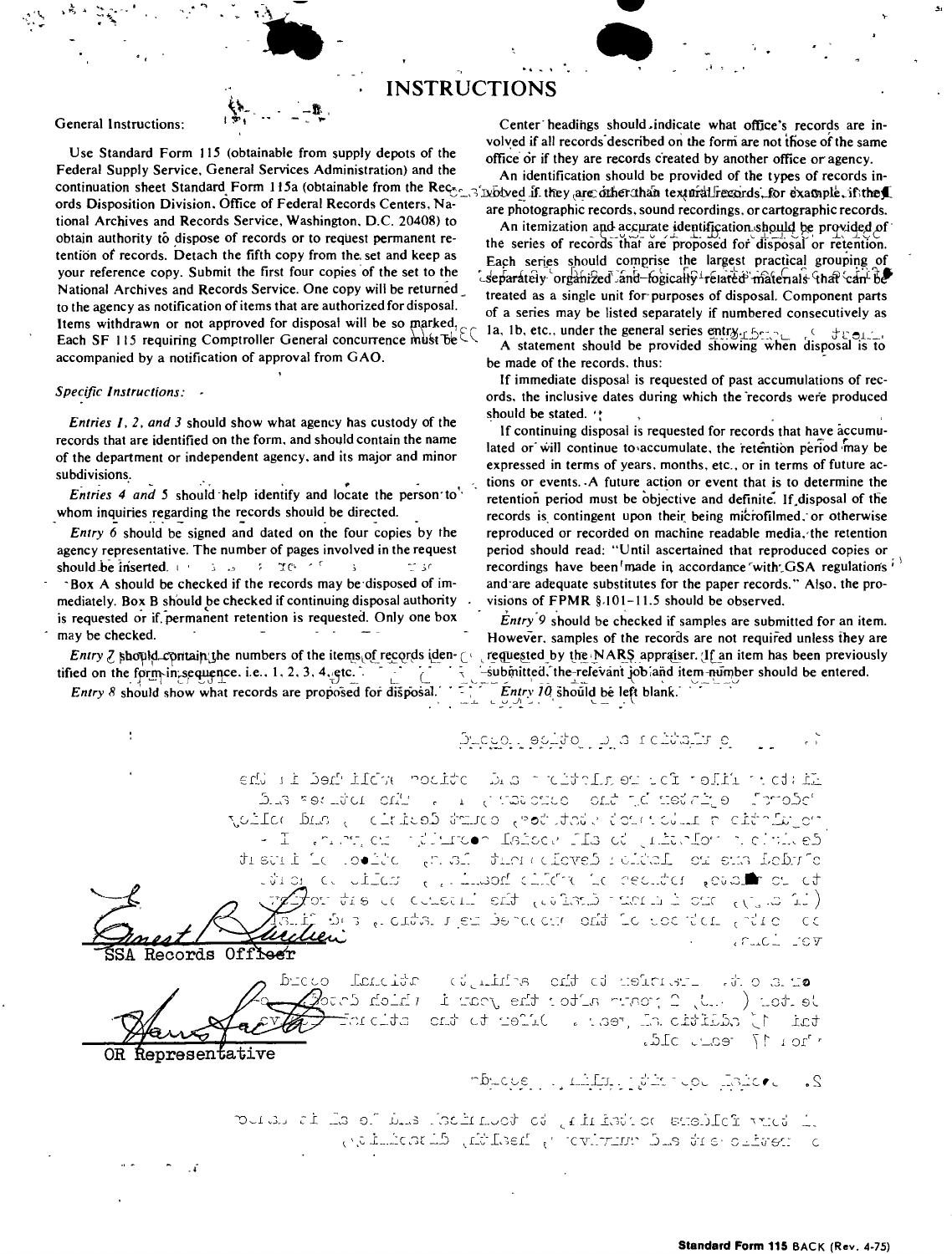# INSTRUCTIONS

General Instructions:

Use Standard Form 115 (obtainable from supply depots of the Federal Supply Service, General Services Administration) and the continuation sheet Standard Form 115a (obtainable from the Records Disposition Division, Office of Federal Records Centers, National Archives and Records Service, Washington, D.C. 20408) to obtain authority to dispose of records or to request permanent retention of records. Detach the fifth copy from the set and keep as your reference copy. Submit the first four copies of the set to the National Archives and Records Service. One copy will be returned to the agency as notification of items that are authorized for disposal. Items withdrawn or not approved for disposal will be so marked. Each SF 115 requiring Comptroller General concurrence must be accompanied by a notification of approval from GAO.

*Specific Instructions:*

*Entries 1, 2, and 3* should show what agency has custody of the records that are identified on the form, and should contain the name of the department or independent agency, and its major and minor subdivisions.

*Entries 4 and 5* should help identify and locate the person to whom inquiries regarding the records should be directed.

*Entry 6* should be signed and dated on the four copies by the agency representative. The number of pages involved in the request should be inserted.

Box A should be checked if the records may be disposed of immediately. Box B should be checked if continuing disposal authority is requested or if permanent retention is requested. Only one box may be checked.

*Entry 7* should contain the numbers of the items of records identified on the form in sequence, i.e., 1, 2, 3, 4, etc.

*Entry 8* should show what records are proposed for disposal.

Center headings should indicate what office's records are involved if all records described on the form are not those of the same office or if they are records created by another office or agency.

An identification should be provided of the types of records involved if they are other than textual records, for example, if they are photographic records, sound recordings, or cartographic records.

An itemization and accurate identification should be provided of the series of records that are proposed for disposal or retention. Each series should comprise the largest practical grouping of separately organized and logically related materials that can be treated as a single unit for purposes of disposal. Component parts of a series may be listed separately if numbered consecutively as 1a, 1b, etc., under the general series entry.

A statement should be provided showing when disposal is to be made of the records, thus:

If immediate disposal is requested of past accumulations of records, the inclusive dates during which the records were produced should be stated.

If continuing disposal is requested for records that have accumulated or will continue to accumulate, the retention period may be expressed in terms of years, months, etc., or in terms of future actions or events. A future action or event that is to determine the retention period must be objective and definite. If disposal of the records is contingent upon their being microfilmed, or otherwise reproduced or recorded on machine readable media, the retention period should read: "Until ascertained that reproduced copies or recordings have been made in accordance with GSA regulations and are adequate substitutes for the paper records." Also, the provisions of FPMR §101-11.5 should be observed.

*Entry 9* should be checked if samples are submitted for an item. However, samples of the records are not required unless they are requested by the NARS appraiser. If an item has been previously submitted, the relevant job and item number should be entered.

*Entry 10* should be left blank.

SSA Records Officer

OR Representative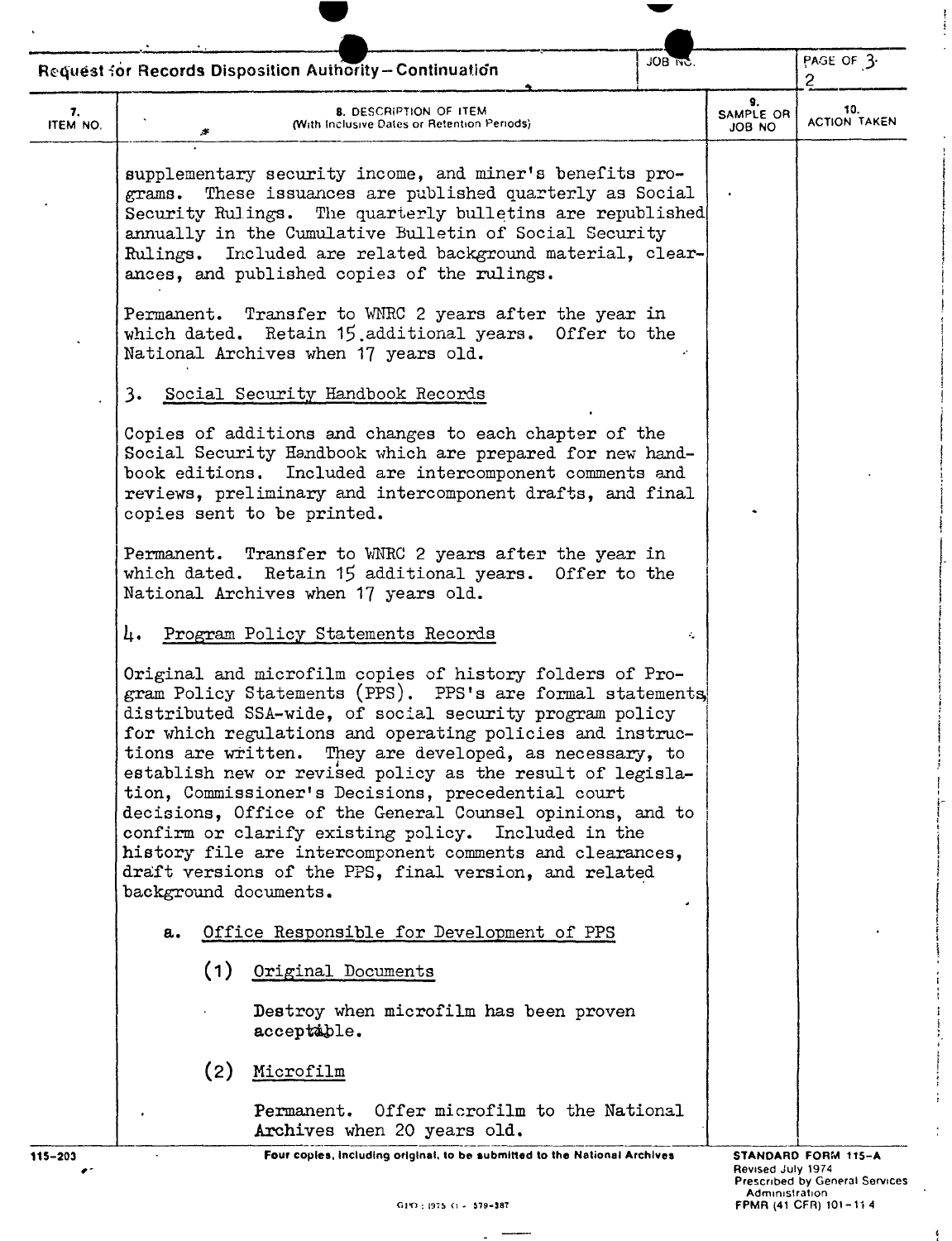Request for Records Disposition Authority—Continuation

| 7. ITEM NO. | 8. DESCRIPTION OF ITEM (With Inclusive Dates or Retention Periods) | 9. SAMPLE OR JOB NO | 10. ACTION TAKEN |
|---|---|---|---|
| | supplementary security income, and miner's benefits programs. These issuances are published quarterly as Social Security Rulings. The quarterly bulletins are republished annually in the Cumulative Bulletin of Social Security Rulings. Included are related background material, clearances, and published copies of the rulings. | | |
| | Permanent. Transfer to WNRC 2 years after the year in which dated. Retain 15 additional years. Offer to the National Archives when 17 years old. | | |
| | 3. Social Security Handbook Records | | |
| | Copies of additions and changes to each chapter of the Social Security Handbook which are prepared for new handbook editions. Included are intercomponent comments and reviews, preliminary and intercomponent drafts, and final copies sent to be printed. | | |
| | Permanent. Transfer to WNRC 2 years after the year in which dated. Retain 15 additional years. Offer to the National Archives when 17 years old. | | |
| | 4. Program Policy Statements Records | | |
| | Original and microfilm copies of history folders of Program Policy Statements (PPS). PPS's are formal statements, distributed SSA-wide, of social security program policy for which regulations and operating policies and instructions are written. They are developed, as necessary, to establish new or revised policy as the result of legislation, Commissioner's Decisions, precedential court decisions, Office of the General Counsel opinions, and to confirm or clarify existing policy. Included in the history file are intercomponent comments and clearances, draft versions of the PPS, final version, and related background documents. | | |
| | a. Office Responsible for Development of PPS | | |
| | (1) Original Documents | | |
| | Destroy when microfilm has been proven acceptable. | | |
| | (2) Microfilm | | |
| | Permanent. Offer microfilm to the National Archives when 20 years old. | | |

115-203

Four copies, including original, to be submitted to the National Archives

STANDARD FORM 115-A
Revised July 1974
Prescribed by General Services Administration
FPMR (41 CFR) 101-11.4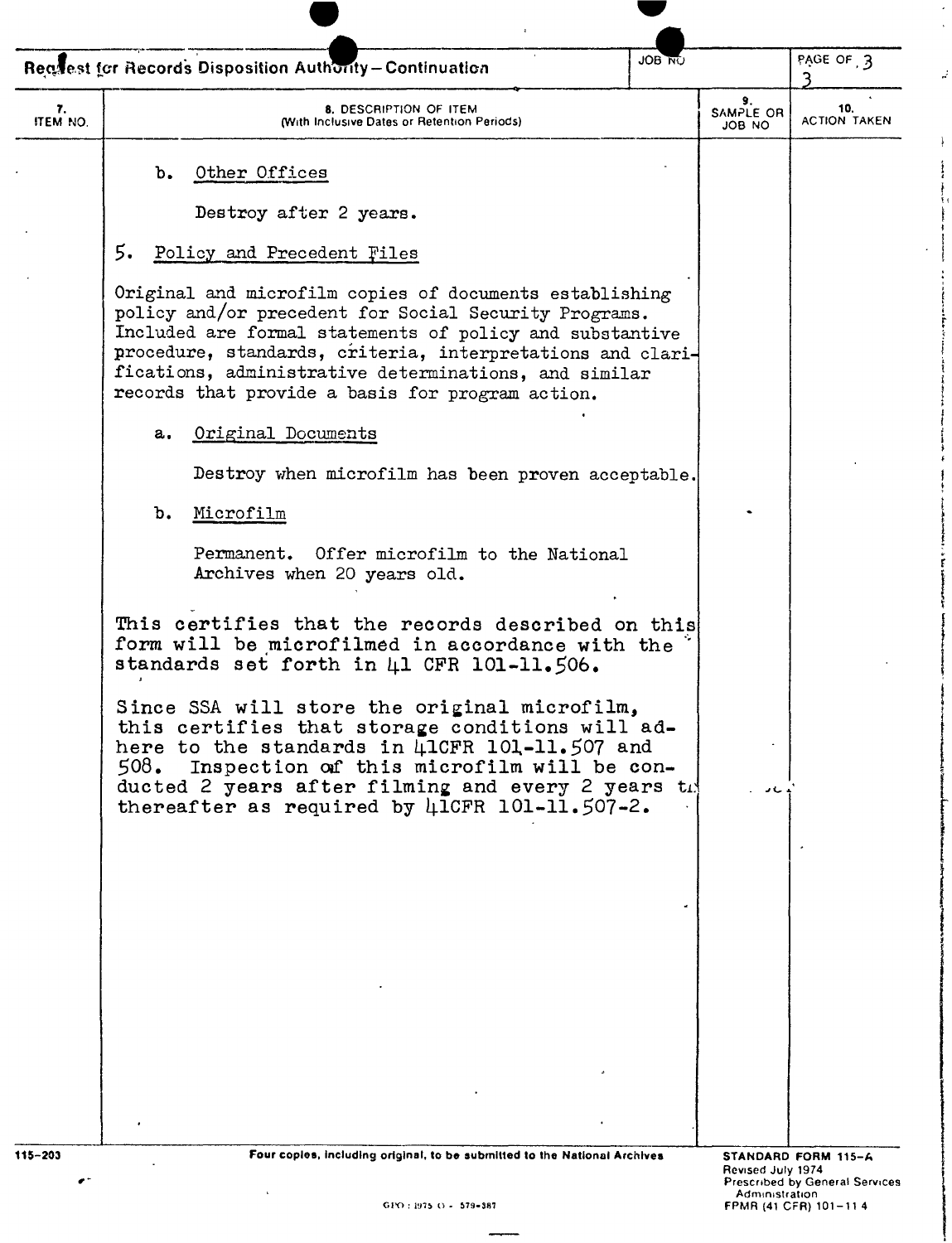Request for Records Disposition Authority—Continuation

| 7. ITEM NO. | 8. DESCRIPTION OF ITEM (With Inclusive Dates or Retention Periods) | 9. SAMPLE OR JOB NO | 10. ACTION TAKEN |
|---|---|---|---|
| | b. Other Offices<br><br>Destroy after 2 years.<br><br>5. Policy and Precedent Files<br><br>Original and microfilm copies of documents establishing policy and/or precedent for Social Security Programs. Included are formal statements of policy and substantive procedure, standards, criteria, interpretations and clarifications, administrative determinations, and similar records that provide a basis for program action.<br><br>a. Original Documents<br><br>Destroy when microfilm has been proven acceptable.<br><br>b. Microfilm<br><br>Permanent. Offer microfilm to the National Archives when 20 years old.<br><br>This certifies that the records described on this form will be microfilmed in accordance with the standards set forth in 41 CFR 101-11.506.<br><br>Since SSA will store the original microfilm, this certifies that storage conditions will adhere to the standards in 41CFR 101-11.507 and 508. Inspection of this microfilm will be conducted 2 years after filming and every 2 years thereafter as required by 41CFR 101-11.507-2. | | |

115-203

Four copies, including original, to be submitted to the National Archives

STANDARD FORM 115-A
Revised July 1974
Prescribed by General Services Administration
FPMR (41 CFR) 101-11.4